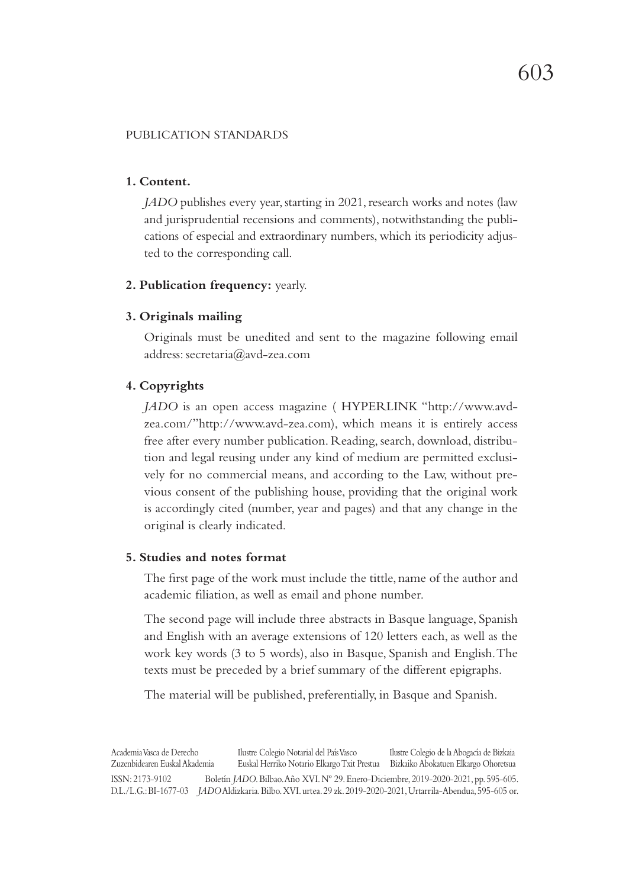PUBLICATION STANDARDS

**1. Content.**

*JADO* publishes every year, starting in 2021, research works and notes (law and jurisprudential recensions and comments), notwithstanding the publications of especial and extraordinary numbers, which its periodicity adjusted to the corresponding call.

**2. Publication frequency:** yearly.

**3. Originals mailing**

Originals must be unedited and sent to the magazine following email address: secretaria@avd-zea.com

**4. Copyrights**

*JADO* is an open access magazine ( HYPERLINK "http://www.avd-zea.com/"http://www.avd-zea.com), which means it is entirely access free after every number publication. Reading, search, download, distribution and legal reusing under any kind of medium are permitted exclusively for no commercial means, and according to the Law, without previous consent of the publishing house, providing that the original work is accordingly cited (number, year and pages) and that any change in the original is clearly indicated.

**5. Studies and notes format**

The first page of the work must include the tittle, name of the author and academic filiation, as well as email and phone number.

The second page will include three abstracts in Basque language, Spanish and English with an average extensions of 120 letters each, as well as the work key words (3 to 5 words), also in Basque, Spanish and English. The texts must be preceded by a brief summary of the different epigraphs.

The material will be published, preferentially, in Basque and Spanish.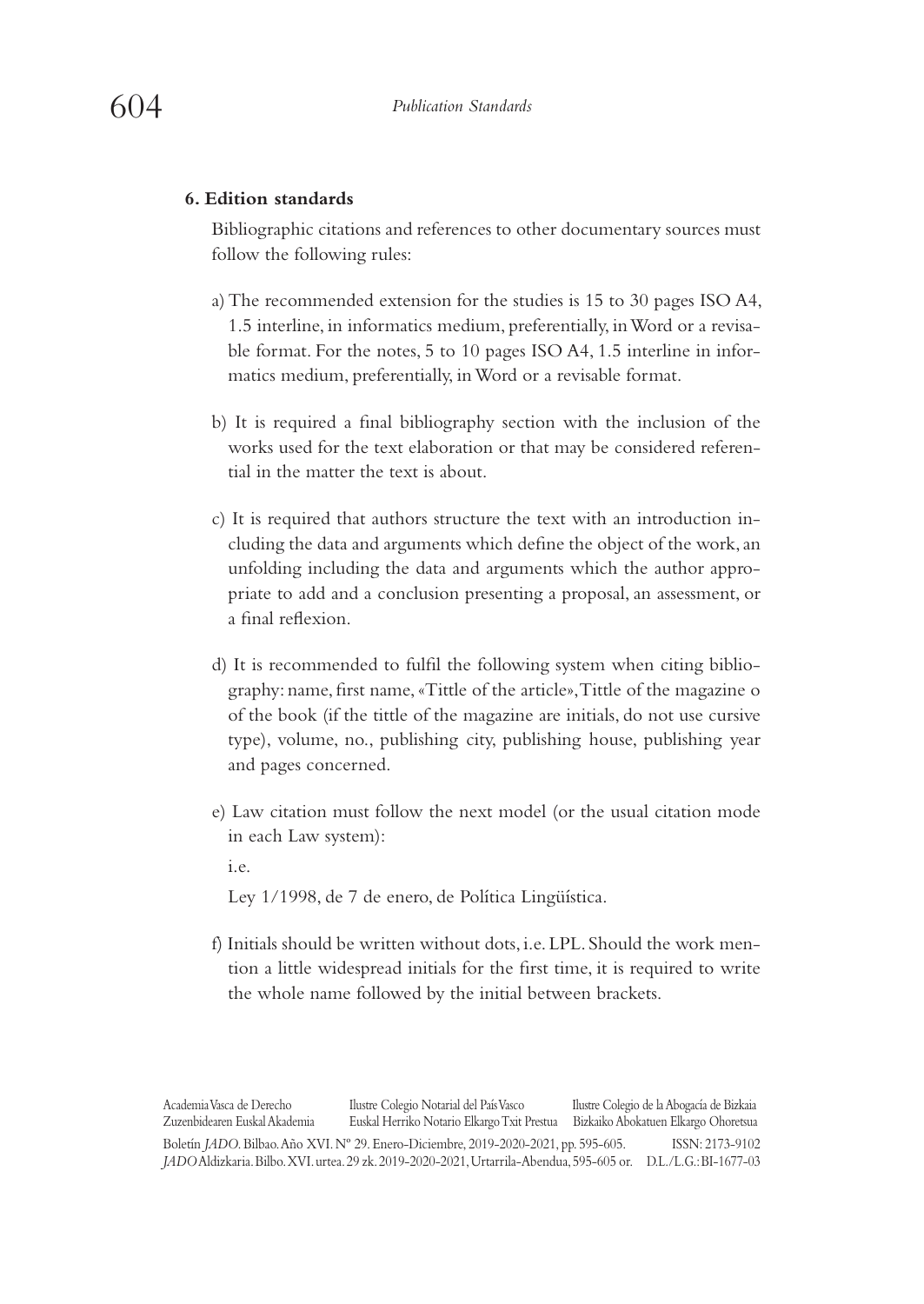**6. Edition standards**

Bibliographic citations and references to other documentary sources must follow the following rules:

a) The recommended extension for the studies is 15 to 30 pages ISO A4, 1.5 interline, in informatics medium, preferentially, in Word or a revisable format. For the notes, 5 to 10 pages ISO A4, 1.5 interline in informatics medium, preferentially, in Word or a revisable format.

b) It is required a final bibliography section with the inclusion of the works used for the text elaboration or that may be considered referential in the matter the text is about.

c) It is required that authors structure the text with an introduction including the data and arguments which define the object of the work, an unfolding including the data and arguments which the author appropriate to add and a conclusion presenting a proposal, an assessment, or a final reflexion.

d) It is recommended to fulfil the following system when citing bibliography: name, first name, «Tittle of the article», Tittle of the magazine o of the book (if the tittle of the magazine are initials, do not use cursive type), volume, no., publishing city, publishing house, publishing year and pages concerned.

e) Law citation must follow the next model (or the usual citation mode in each Law system):

i.e.

Ley 1/1998, de 7 de enero, de Política Lingüística.

f) Initials should be written without dots, i.e. LPL. Should the work mention a little widespread initials for the first time, it is required to write the whole name followed by the initial between brackets.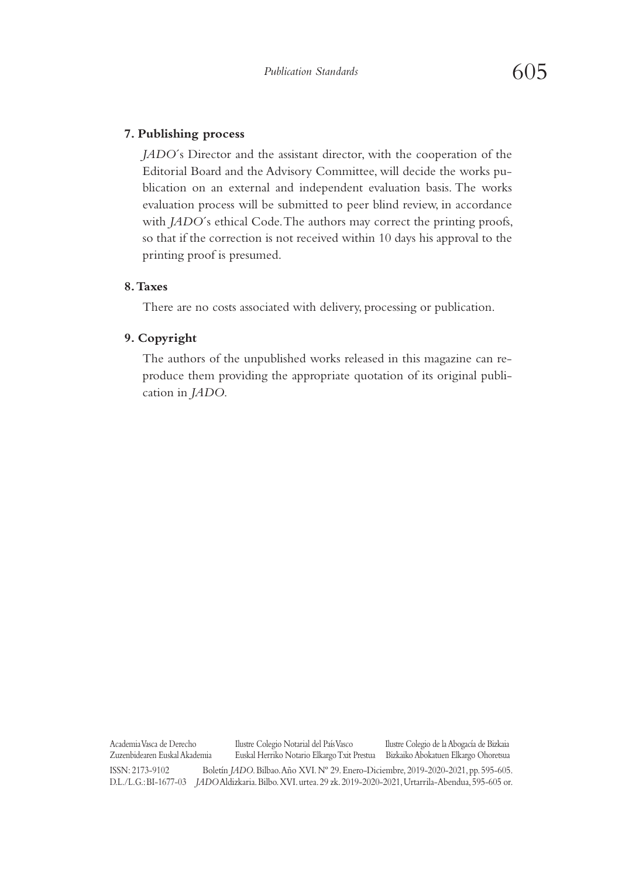**7. Publishing process**

*JADO´*s Director and the assistant director, with the cooperation of the Editorial Board and the Advisory Committee, will decide the works publication on an external and independent evaluation basis. The works evaluation process will be submitted to peer blind review, in accordance with *JADO´*s ethical Code. The authors may correct the printing proofs, so that if the correction is not received within 10 days his approval to the printing proof is presumed.

**8. Taxes**

There are no costs associated with delivery, processing or publication.

**9. Copyright**

The authors of the unpublished works released in this magazine can reproduce them providing the appropriate quotation of its original publication in *JADO*.